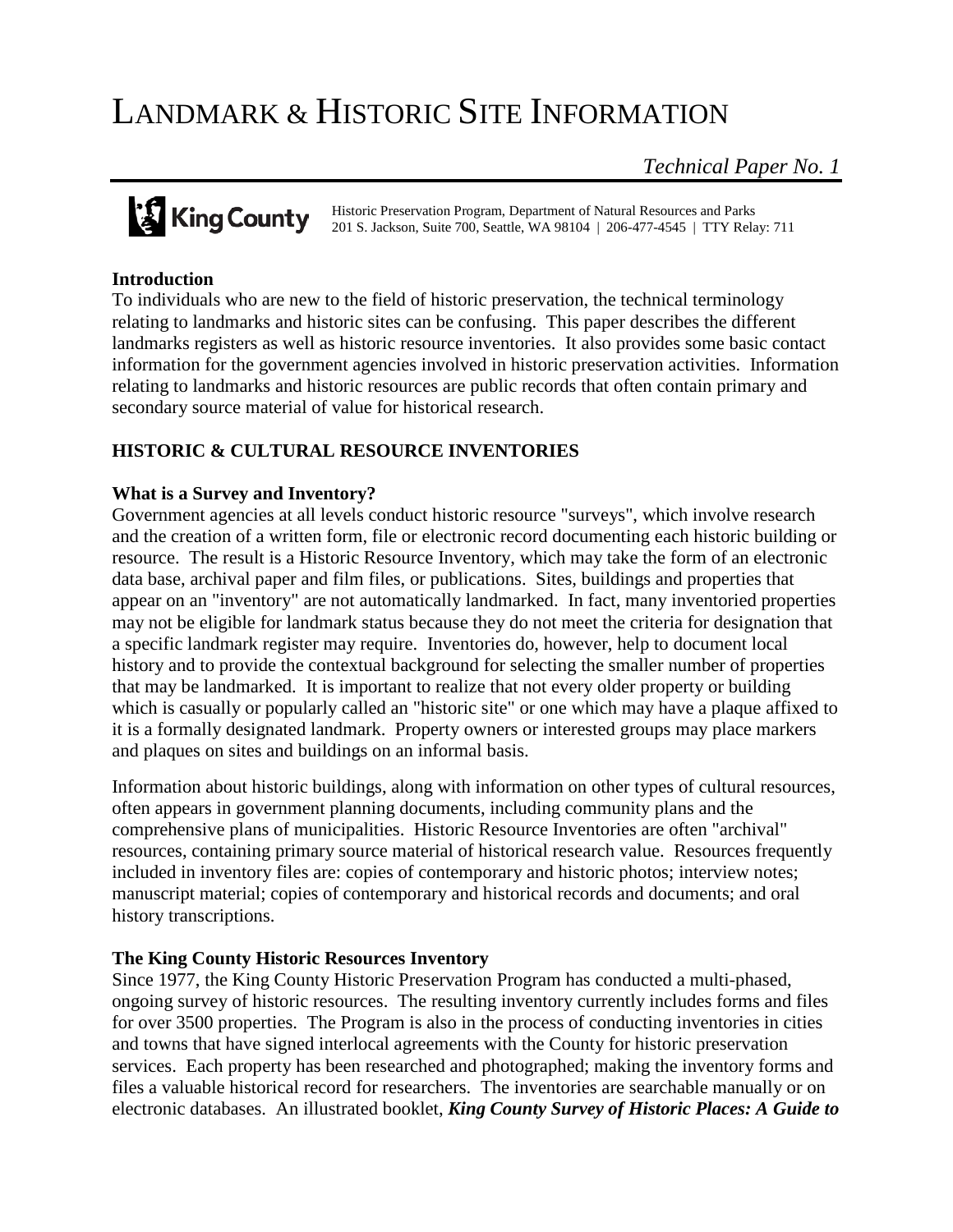# LANDMARK & HISTORIC SITE INFORMATION

*Technical Paper No. 1*

King County

Historic Preservation Program, Department of Natural Resources and Parks
201 S. Jackson, Suite 700, Seattle, WA 98104 | 206-477-4545 | TTY Relay: 711

### Introduction

To individuals who are new to the field of historic preservation, the technical terminology relating to landmarks and historic sites can be confusing. This paper describes the different landmarks registers as well as historic resource inventories. It also provides some basic contact information for the government agencies involved in historic preservation activities. Information relating to landmarks and historic resources are public records that often contain primary and secondary source material of value for historical research.

## HISTORIC & CULTURAL RESOURCE INVENTORIES

### What is a Survey and Inventory?

Government agencies at all levels conduct historic resource "surveys", which involve research and the creation of a written form, file or electronic record documenting each historic building or resource. The result is a Historic Resource Inventory, which may take the form of an electronic data base, archival paper and film files, or publications. Sites, buildings and properties that appear on an "inventory" are not automatically landmarked. In fact, many inventoried properties may not be eligible for landmark status because they do not meet the criteria for designation that a specific landmark register may require. Inventories do, however, help to document local history and to provide the contextual background for selecting the smaller number of properties that may be landmarked. It is important to realize that not every older property or building which is casually or popularly called an "historic site" or one which may have a plaque affixed to it is a formally designated landmark. Property owners or interested groups may place markers and plaques on sites and buildings on an informal basis.

Information about historic buildings, along with information on other types of cultural resources, often appears in government planning documents, including community plans and the comprehensive plans of municipalities. Historic Resource Inventories are often "archival" resources, containing primary source material of historical research value. Resources frequently included in inventory files are: copies of contemporary and historic photos; interview notes; manuscript material; copies of contemporary and historical records and documents; and oral history transcriptions.

### The King County Historic Resources Inventory

Since 1977, the King County Historic Preservation Program has conducted a multi-phased, ongoing survey of historic resources. The resulting inventory currently includes forms and files for over 3500 properties. The Program is also in the process of conducting inventories in cities and towns that have signed interlocal agreements with the County for historic preservation services. Each property has been researched and photographed; making the inventory forms and files a valuable historical record for researchers. The inventories are searchable manually or on electronic databases. An illustrated booklet, ***King County Survey of Historic Places: A Guide to***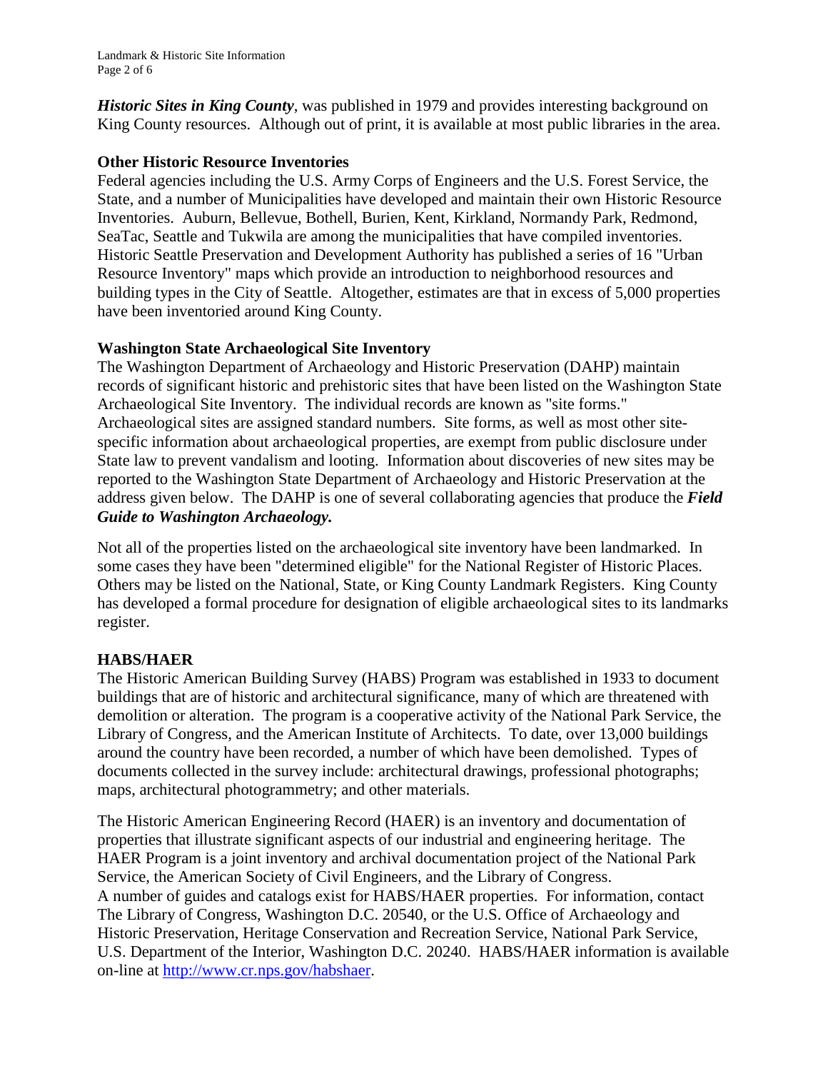*Historic Sites in King County*, was published in 1979 and provides interesting background on King County resources. Although out of print, it is available at most public libraries in the area.

**Other Historic Resource Inventories**

Federal agencies including the U.S. Army Corps of Engineers and the U.S. Forest Service, the State, and a number of Municipalities have developed and maintain their own Historic Resource Inventories. Auburn, Bellevue, Bothell, Burien, Kent, Kirkland, Normandy Park, Redmond, SeaTac, Seattle and Tukwila are among the municipalities that have compiled inventories. Historic Seattle Preservation and Development Authority has published a series of 16 "Urban Resource Inventory" maps which provide an introduction to neighborhood resources and building types in the City of Seattle. Altogether, estimates are that in excess of 5,000 properties have been inventoried around King County.

**Washington State Archaeological Site Inventory**

The Washington Department of Archaeology and Historic Preservation (DAHP) maintain records of significant historic and prehistoric sites that have been listed on the Washington State Archaeological Site Inventory. The individual records are known as "site forms." Archaeological sites are assigned standard numbers. Site forms, as well as most other site-specific information about archaeological properties, are exempt from public disclosure under State law to prevent vandalism and looting. Information about discoveries of new sites may be reported to the Washington State Department of Archaeology and Historic Preservation at the address given below. The DAHP is one of several collaborating agencies that produce the ***Field Guide to Washington Archaeology.***

Not all of the properties listed on the archaeological site inventory have been landmarked. In some cases they have been "determined eligible" for the National Register of Historic Places. Others may be listed on the National, State, or King County Landmark Registers. King County has developed a formal procedure for designation of eligible archaeological sites to its landmarks register.

**HABS/HAER**

The Historic American Building Survey (HABS) Program was established in 1933 to document buildings that are of historic and architectural significance, many of which are threatened with demolition or alteration. The program is a cooperative activity of the National Park Service, the Library of Congress, and the American Institute of Architects. To date, over 13,000 buildings around the country have been recorded, a number of which have been demolished. Types of documents collected in the survey include: architectural drawings, professional photographs; maps, architectural photogrammetry; and other materials.

The Historic American Engineering Record (HAER) is an inventory and documentation of properties that illustrate significant aspects of our industrial and engineering heritage. The HAER Program is a joint inventory and archival documentation project of the National Park Service, the American Society of Civil Engineers, and the Library of Congress.
A number of guides and catalogs exist for HABS/HAER properties. For information, contact The Library of Congress, Washington D.C. 20540, or the U.S. Office of Archaeology and Historic Preservation, Heritage Conservation and Recreation Service, National Park Service, U.S. Department of the Interior, Washington D.C. 20240. HABS/HAER information is available on-line at [http://www.cr.nps.gov/habshaer](http://www.cr.nps.gov/habshaer).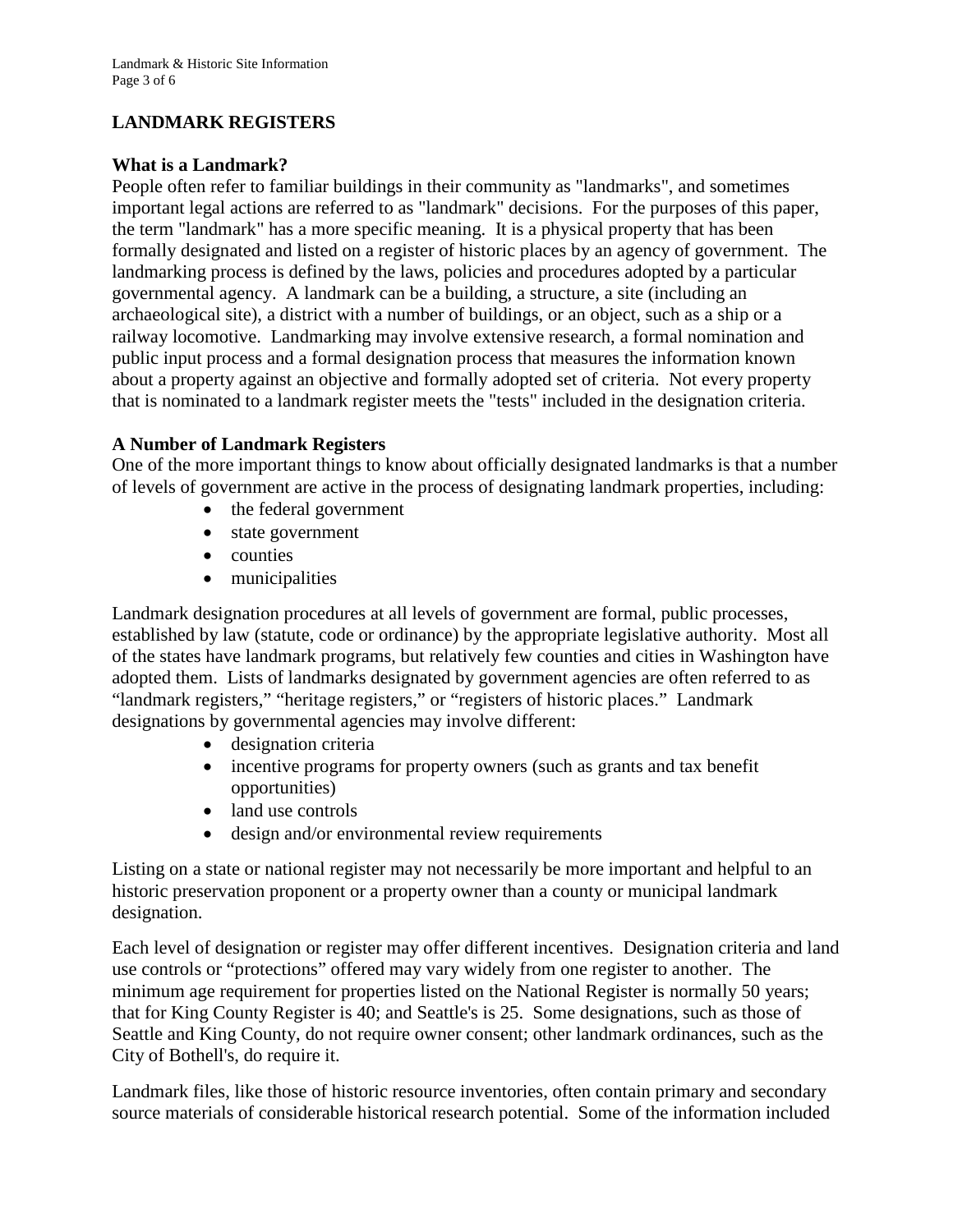## LANDMARK REGISTERS

### What is a Landmark?

People often refer to familiar buildings in their community as "landmarks", and sometimes important legal actions are referred to as "landmark" decisions. For the purposes of this paper, the term "landmark" has a more specific meaning. It is a physical property that has been formally designated and listed on a register of historic places by an agency of government. The landmarking process is defined by the laws, policies and procedures adopted by a particular governmental agency. A landmark can be a building, a structure, a site (including an archaeological site), a district with a number of buildings, or an object, such as a ship or a railway locomotive. Landmarking may involve extensive research, a formal nomination and public input process and a formal designation process that measures the information known about a property against an objective and formally adopted set of criteria. Not every property that is nominated to a landmark register meets the "tests" included in the designation criteria.

### A Number of Landmark Registers

One of the more important things to know about officially designated landmarks is that a number of levels of government are active in the process of designating landmark properties, including:

- the federal government
- state government
- counties
- municipalities

Landmark designation procedures at all levels of government are formal, public processes, established by law (statute, code or ordinance) by the appropriate legislative authority. Most all of the states have landmark programs, but relatively few counties and cities in Washington have adopted them. Lists of landmarks designated by government agencies are often referred to as "landmark registers," "heritage registers," or "registers of historic places." Landmark designations by governmental agencies may involve different:

- designation criteria
- incentive programs for property owners (such as grants and tax benefit opportunities)
- land use controls
- design and/or environmental review requirements

Listing on a state or national register may not necessarily be more important and helpful to an historic preservation proponent or a property owner than a county or municipal landmark designation.

Each level of designation or register may offer different incentives. Designation criteria and land use controls or "protections" offered may vary widely from one register to another. The minimum age requirement for properties listed on the National Register is normally 50 years; that for King County Register is 40; and Seattle's is 25. Some designations, such as those of Seattle and King County, do not require owner consent; other landmark ordinances, such as the City of Bothell's, do require it.

Landmark files, like those of historic resource inventories, often contain primary and secondary source materials of considerable historical research potential. Some of the information included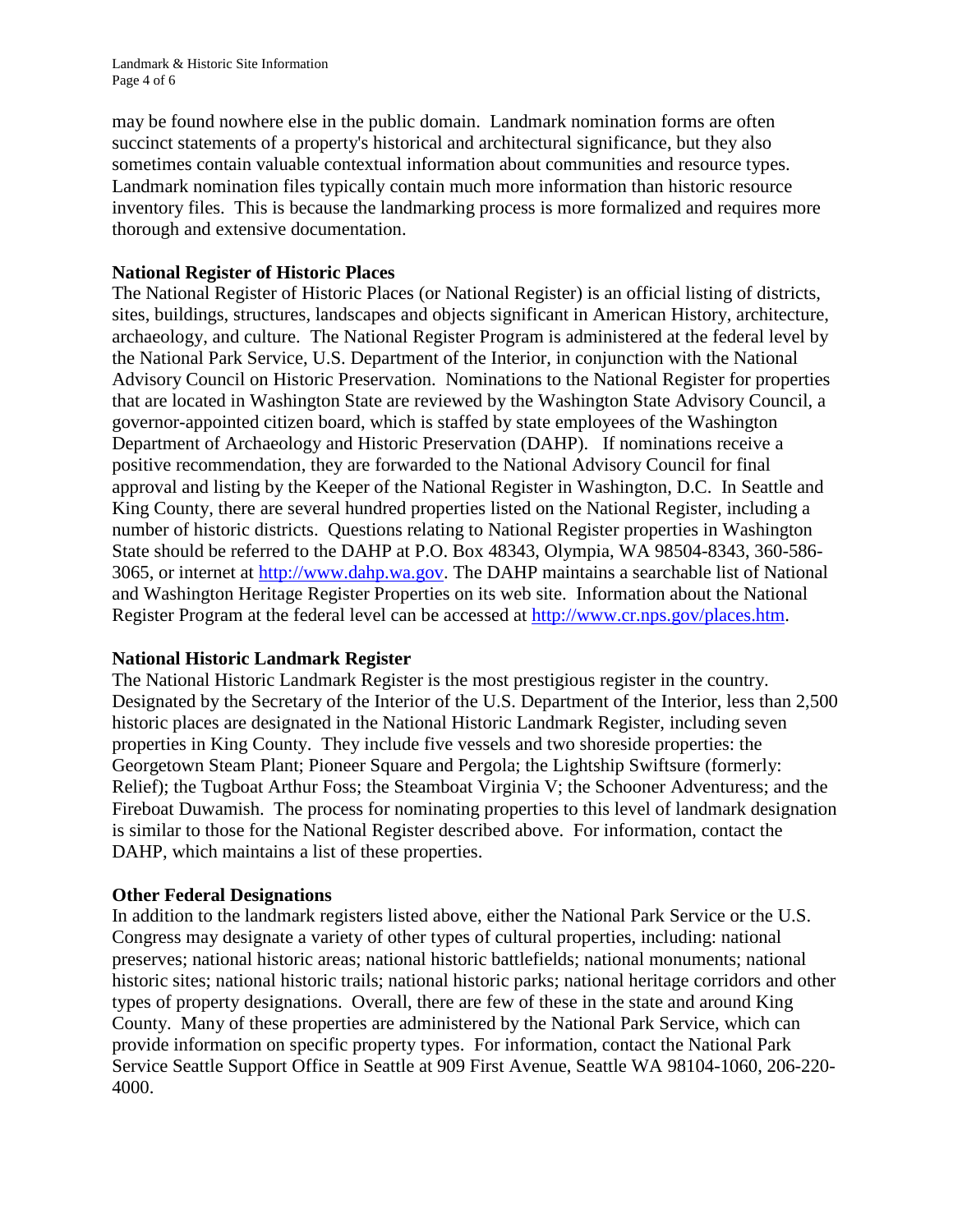may be found nowhere else in the public domain. Landmark nomination forms are often succinct statements of a property's historical and architectural significance, but they also sometimes contain valuable contextual information about communities and resource types. Landmark nomination files typically contain much more information than historic resource inventory files. This is because the landmarking process is more formalized and requires more thorough and extensive documentation.

**National Register of Historic Places**

The National Register of Historic Places (or National Register) is an official listing of districts, sites, buildings, structures, landscapes and objects significant in American History, architecture, archaeology, and culture. The National Register Program is administered at the federal level by the National Park Service, U.S. Department of the Interior, in conjunction with the National Advisory Council on Historic Preservation. Nominations to the National Register for properties that are located in Washington State are reviewed by the Washington State Advisory Council, a governor-appointed citizen board, which is staffed by state employees of the Washington Department of Archaeology and Historic Preservation (DAHP). If nominations receive a positive recommendation, they are forwarded to the National Advisory Council for final approval and listing by the Keeper of the National Register in Washington, D.C. In Seattle and King County, there are several hundred properties listed on the National Register, including a number of historic districts. Questions relating to National Register properties in Washington State should be referred to the DAHP at P.O. Box 48343, Olympia, WA 98504-8343, 360-586-3065, or internet at http://www.dahp.wa.gov. The DAHP maintains a searchable list of National and Washington Heritage Register Properties on its web site. Information about the National Register Program at the federal level can be accessed at http://www.cr.nps.gov/places.htm.

**National Historic Landmark Register**

The National Historic Landmark Register is the most prestigious register in the country. Designated by the Secretary of the Interior of the U.S. Department of the Interior, less than 2,500 historic places are designated in the National Historic Landmark Register, including seven properties in King County. They include five vessels and two shoreside properties: the Georgetown Steam Plant; Pioneer Square and Pergola; the Lightship Swiftsure (formerly: Relief); the Tugboat Arthur Foss; the Steamboat Virginia V; the Schooner Adventuress; and the Fireboat Duwamish. The process for nominating properties to this level of landmark designation is similar to those for the National Register described above. For information, contact the DAHP, which maintains a list of these properties.

**Other Federal Designations**

In addition to the landmark registers listed above, either the National Park Service or the U.S. Congress may designate a variety of other types of cultural properties, including: national preserves; national historic areas; national historic battlefields; national monuments; national historic sites; national historic trails; national historic parks; national heritage corridors and other types of property designations. Overall, there are few of these in the state and around King County. Many of these properties are administered by the National Park Service, which can provide information on specific property types. For information, contact the National Park Service Seattle Support Office in Seattle at 909 First Avenue, Seattle WA 98104-1060, 206-220-4000.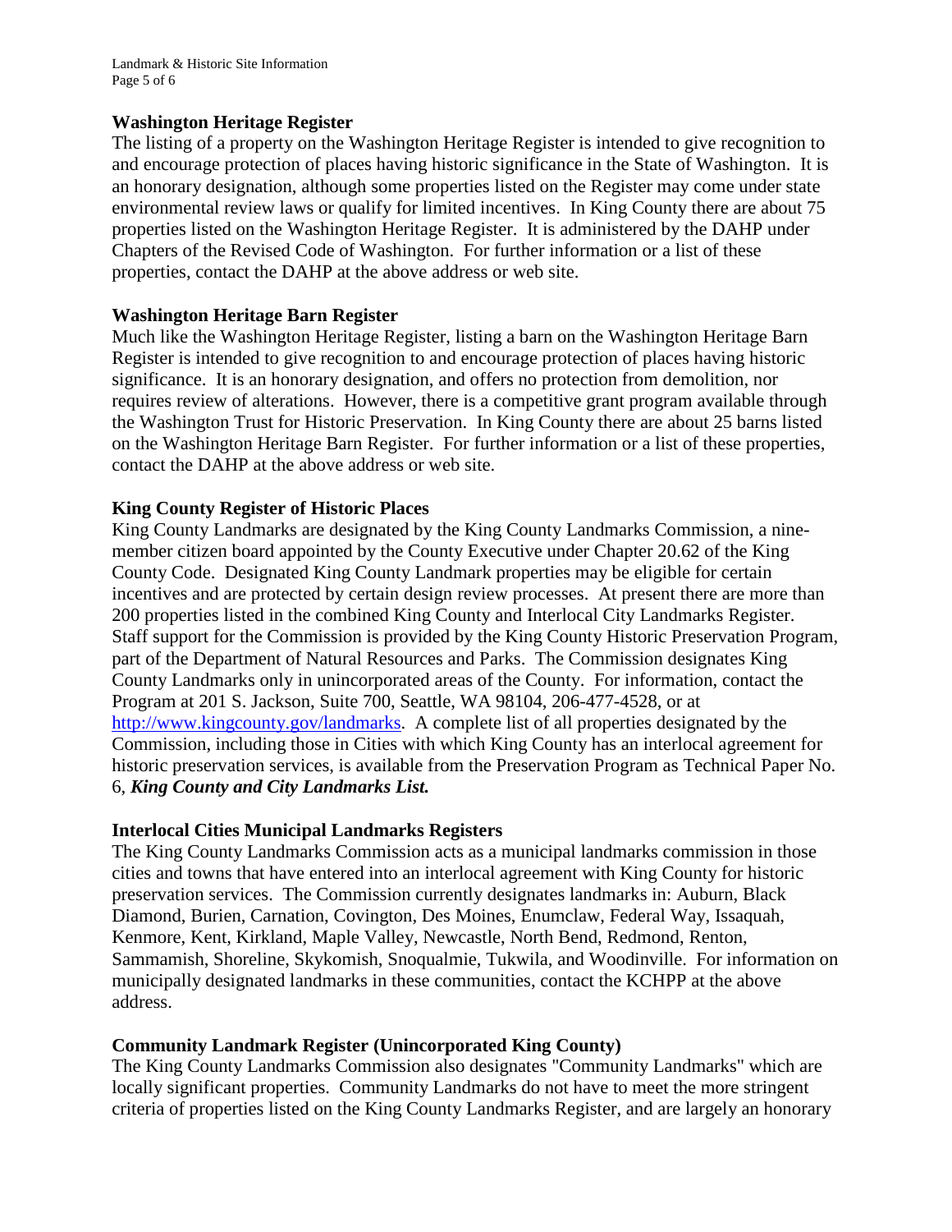### Washington Heritage Register

The listing of a property on the Washington Heritage Register is intended to give recognition to and encourage protection of places having historic significance in the State of Washington. It is an honorary designation, although some properties listed on the Register may come under state environmental review laws or qualify for limited incentives. In King County there are about 75 properties listed on the Washington Heritage Register. It is administered by the DAHP under Chapters of the Revised Code of Washington. For further information or a list of these properties, contact the DAHP at the above address or web site.

### Washington Heritage Barn Register

Much like the Washington Heritage Register, listing a barn on the Washington Heritage Barn Register is intended to give recognition to and encourage protection of places having historic significance. It is an honorary designation, and offers no protection from demolition, nor requires review of alterations. However, there is a competitive grant program available through the Washington Trust for Historic Preservation. In King County there are about 25 barns listed on the Washington Heritage Barn Register. For further information or a list of these properties, contact the DAHP at the above address or web site.

### King County Register of Historic Places

King County Landmarks are designated by the King County Landmarks Commission, a nine-member citizen board appointed by the County Executive under Chapter 20.62 of the King County Code. Designated King County Landmark properties may be eligible for certain incentives and are protected by certain design review processes. At present there are more than 200 properties listed in the combined King County and Interlocal City Landmarks Register. Staff support for the Commission is provided by the King County Historic Preservation Program, part of the Department of Natural Resources and Parks. The Commission designates King County Landmarks only in unincorporated areas of the County. For information, contact the Program at 201 S. Jackson, Suite 700, Seattle, WA 98104, 206-477-4528, or at http://www.kingcounty.gov/landmarks. A complete list of all properties designated by the Commission, including those in Cities with which King County has an interlocal agreement for historic preservation services, is available from the Preservation Program as Technical Paper No. 6, ***King County and City Landmarks List.***

### Interlocal Cities Municipal Landmarks Registers

The King County Landmarks Commission acts as a municipal landmarks commission in those cities and towns that have entered into an interlocal agreement with King County for historic preservation services. The Commission currently designates landmarks in: Auburn, Black Diamond, Burien, Carnation, Covington, Des Moines, Enumclaw, Federal Way, Issaquah, Kenmore, Kent, Kirkland, Maple Valley, Newcastle, North Bend, Redmond, Renton, Sammamish, Shoreline, Skykomish, Snoqualmie, Tukwila, and Woodinville. For information on municipally designated landmarks in these communities, contact the KCHPP at the above address.

### Community Landmark Register (Unincorporated King County)

The King County Landmarks Commission also designates "Community Landmarks" which are locally significant properties. Community Landmarks do not have to meet the more stringent criteria of properties listed on the King County Landmarks Register, and are largely an honorary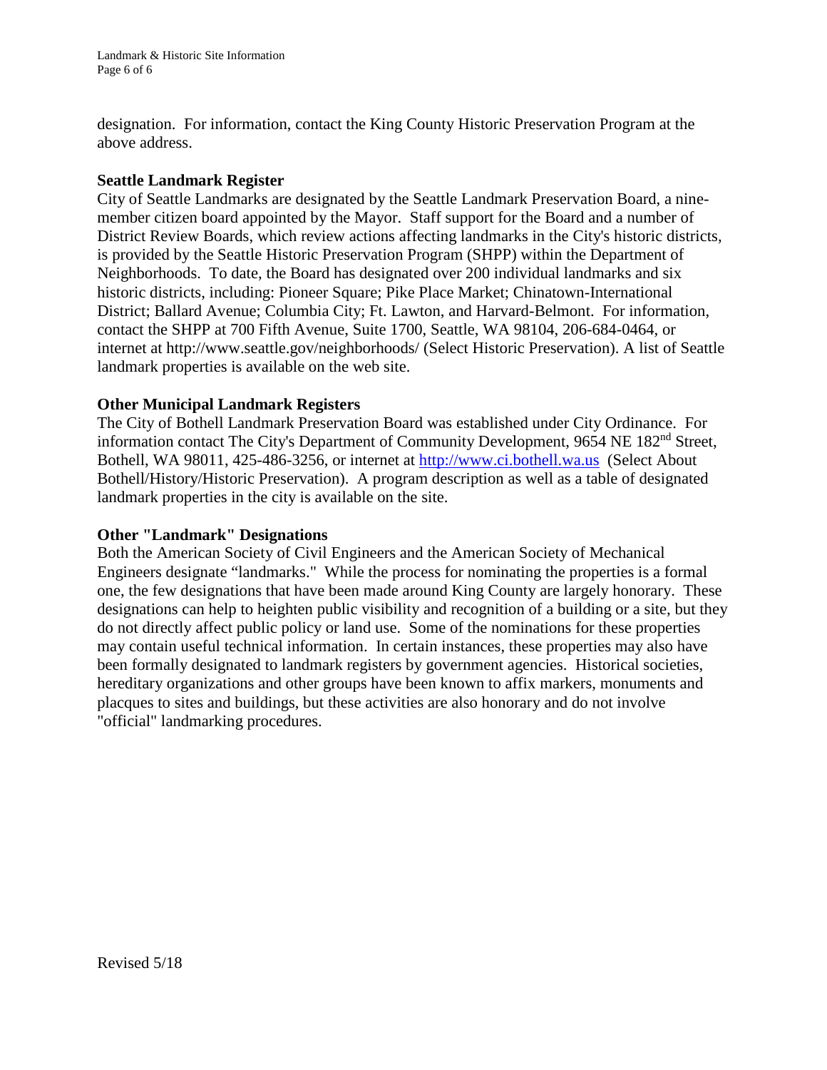designation. For information, contact the King County Historic Preservation Program at the above address.

### Seattle Landmark Register

City of Seattle Landmarks are designated by the Seattle Landmark Preservation Board, a nine-member citizen board appointed by the Mayor. Staff support for the Board and a number of District Review Boards, which review actions affecting landmarks in the City's historic districts, is provided by the Seattle Historic Preservation Program (SHPP) within the Department of Neighborhoods. To date, the Board has designated over 200 individual landmarks and six historic districts, including: Pioneer Square; Pike Place Market; Chinatown-International District; Ballard Avenue; Columbia City; Ft. Lawton, and Harvard-Belmont. For information, contact the SHPP at 700 Fifth Avenue, Suite 1700, Seattle, WA 98104, 206-684-0464, or internet at http://www.seattle.gov/neighborhoods/ (Select Historic Preservation). A list of Seattle landmark properties is available on the web site.

### Other Municipal Landmark Registers

The City of Bothell Landmark Preservation Board was established under City Ordinance. For information contact The City's Department of Community Development, 9654 NE 182nd Street, Bothell, WA 98011, 425-486-3256, or internet at http://www.ci.bothell.wa.us (Select About Bothell/History/Historic Preservation). A program description as well as a table of designated landmark properties in the city is available on the site.

### Other "Landmark" Designations

Both the American Society of Civil Engineers and the American Society of Mechanical Engineers designate "landmarks." While the process for nominating the properties is a formal one, the few designations that have been made around King County are largely honorary. These designations can help to heighten public visibility and recognition of a building or a site, but they do not directly affect public policy or land use. Some of the nominations for these properties may contain useful technical information. In certain instances, these properties may also have been formally designated to landmark registers by government agencies. Historical societies, hereditary organizations and other groups have been known to affix markers, monuments and placques to sites and buildings, but these activities are also honorary and do not involve "official" landmarking procedures.

Revised 5/18